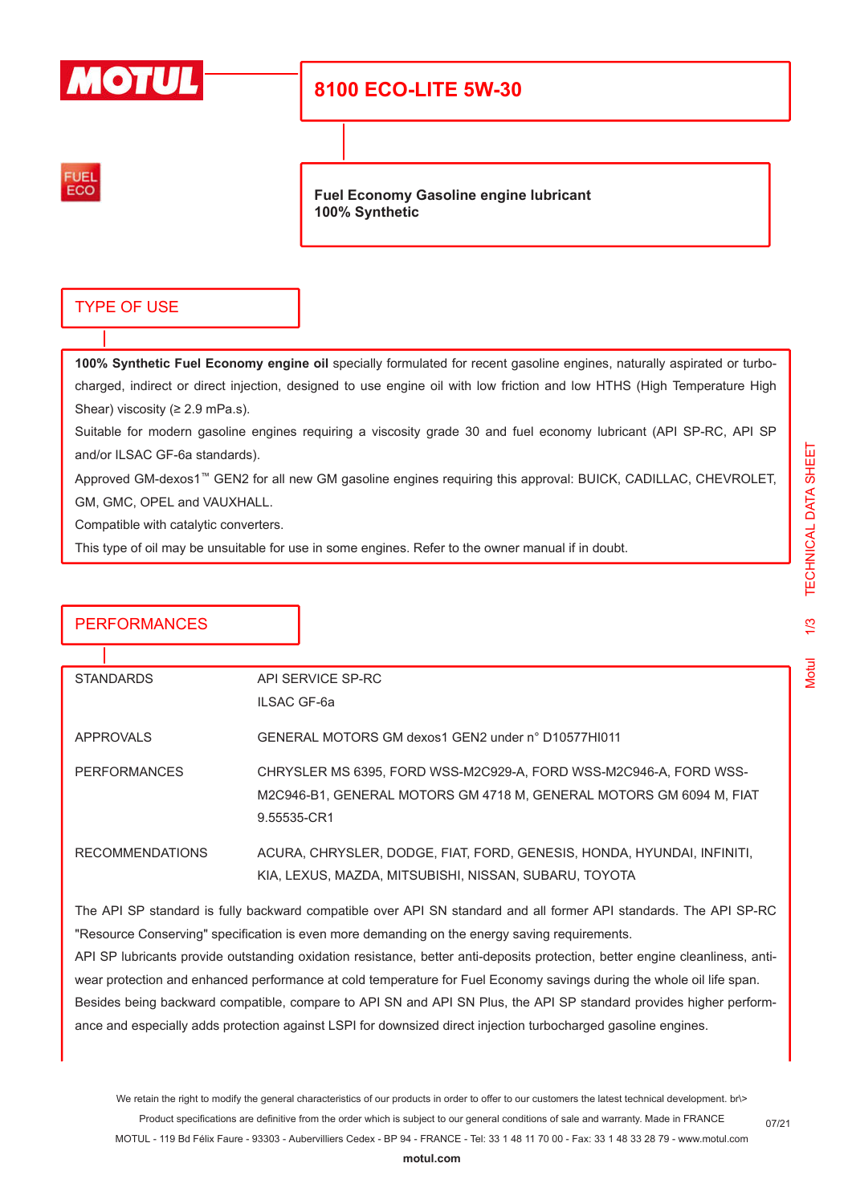# 8100 ECO-LITE 5W-30

FUEL ECO

**Fuel Economy Gasoline engine lubricant**
**100% Synthetic**

## TYPE OF USE

**100% Synthetic Fuel Economy engine oil** specially formulated for recent gasoline engines, naturally aspirated or turbo-charged, indirect or direct injection, designed to use engine oil with low friction and low HTHS (High Temperature High Shear) viscosity (≥ 2.9 mPa.s).

Suitable for modern gasoline engines requiring a viscosity grade 30 and fuel economy lubricant (API SP-RC, API SP and/or ILSAC GF-6a standards).

Approved GM-dexos1™ GEN2 for all new GM gasoline engines requiring this approval: BUICK, CADILLAC, CHEVROLET, GM, GMC, OPEL and VAUXHALL.

Compatible with catalytic converters.

This type of oil may be unsuitable for use in some engines. Refer to the owner manual if in doubt.

## PERFORMANCES

| | |
|---|---|
| STANDARDS | API SERVICE SP-RC<br>ILSAC GF-6a |
| APPROVALS | GENERAL MOTORS GM dexos1 GEN2 under n° D10577HI011 |
| PERFORMANCES | CHRYSLER MS 6395, FORD WSS-M2C929-A, FORD WSS-M2C946-A, FORD WSS-M2C946-B1, GENERAL MOTORS GM 4718 M, GENERAL MOTORS GM 6094 M, FIAT 9.55535-CR1 |
| RECOMMENDATIONS | ACURA, CHRYSLER, DODGE, FIAT, FORD, GENESIS, HONDA, HYUNDAI, INFINITI, KIA, LEXUS, MAZDA, MITSUBISHI, NISSAN, SUBARU, TOYOTA |

The API SP standard is fully backward compatible over API SN standard and all former API standards. The API SP-RC "Resource Conserving" specification is even more demanding on the energy saving requirements.

API SP lubricants provide outstanding oxidation resistance, better anti-deposits protection, better engine cleanliness, anti-wear protection and enhanced performance at cold temperature for Fuel Economy savings during the whole oil life span.

Besides being backward compatible, compare to API SN and API SN Plus, the API SP standard provides higher performance and especially adds protection against LSPI for downsized direct injection turbocharged gasoline engines.

We retain the right to modify the general characteristics of our products in order to offer to our customers the latest technical development. br\>
Product specifications are definitive from the order which is subject to our general conditions of sale and warranty. Made in FRANCE
MOTUL - 119 Bd Félix Faure - 93303 - Aubervilliers Cedex - BP 94 - FRANCE - Tel: 33 1 48 11 70 00 - Fax: 33 1 48 33 28 79 - www.motul.com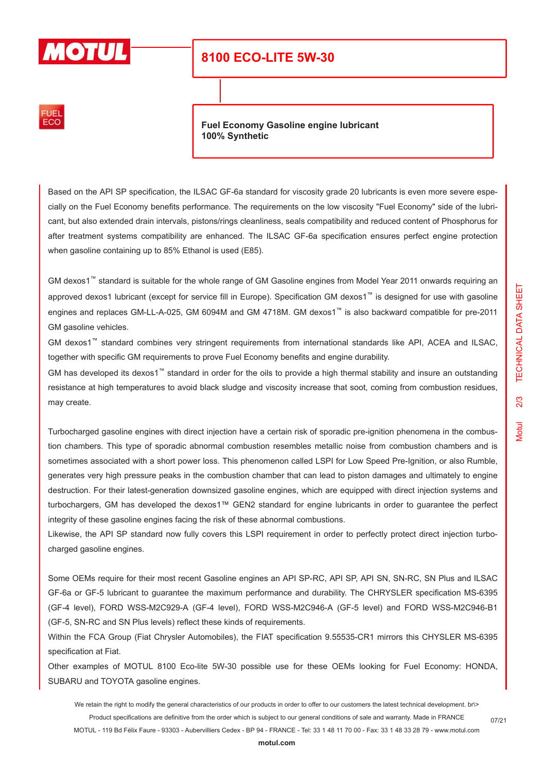# 8100 ECO-LITE 5W-30

FUEL ECO

**Fuel Economy Gasoline engine lubricant**
**100% Synthetic**

Based on the API SP specification, the ILSAC GF-6a standard for viscosity grade 20 lubricants is even more severe especially on the Fuel Economy benefits performance. The requirements on the low viscosity "Fuel Economy" side of the lubricant, but also extended drain intervals, pistons/rings cleanliness, seals compatibility and reduced content of Phosphorus for after treatment systems compatibility are enhanced. The ILSAC GF-6a specification ensures perfect engine protection when gasoline containing up to 85% Ethanol is used (E85).

GM dexos1™ standard is suitable for the whole range of GM Gasoline engines from Model Year 2011 onwards requiring an approved dexos1 lubricant (except for service fill in Europe). Specification GM dexos1™ is designed for use with gasoline engines and replaces GM-LL-A-025, GM 6094M and GM 4718M. GM dexos1™ is also backward compatible for pre-2011 GM gasoline vehicles.
GM dexos1™ standard combines very stringent requirements from international standards like API, ACEA and ILSAC, together with specific GM requirements to prove Fuel Economy benefits and engine durability.
GM has developed its dexos1™ standard in order for the oils to provide a high thermal stability and insure an outstanding resistance at high temperatures to avoid black sludge and viscosity increase that soot, coming from combustion residues, may create.

Turbocharged gasoline engines with direct injection have a certain risk of sporadic pre-ignition phenomena in the combustion chambers. This type of sporadic abnormal combustion resembles metallic noise from combustion chambers and is sometimes associated with a short power loss. This phenomenon called LSPI for Low Speed Pre-Ignition, or also Rumble, generates very high pressure peaks in the combustion chamber that can lead to piston damages and ultimately to engine destruction. For their latest-generation downsized gasoline engines, which are equipped with direct injection systems and turbochargers, GM has developed the dexos1™ GEN2 standard for engine lubricants in order to guarantee the perfect integrity of these gasoline engines facing the risk of these abnormal combustions.
Likewise, the API SP standard now fully covers this LSPI requirement in order to perfectly protect direct injection turbocharged gasoline engines.

Some OEMs require for their most recent Gasoline engines an API SP-RC, API SP, API SN, SN-RC, SN Plus and ILSAC GF-6a or GF-5 lubricant to guarantee the maximum performance and durability. The CHRYSLER specification MS-6395 (GF-4 level), FORD WSS-M2C929-A (GF-4 level), FORD WSS-M2C946-A (GF-5 level) and FORD WSS-M2C946-B1 (GF-5, SN-RC and SN Plus levels) reflect these kinds of requirements.
Within the FCA Group (Fiat Chrysler Automobiles), the FIAT specification 9.55535-CR1 mirrors this CHYSLER MS-6395 specification at Fiat.
Other examples of MOTUL 8100 Eco-lite 5W-30 possible use for these OEMs looking for Fuel Economy: HONDA, SUBARU and TOYOTA gasoline engines.

We retain the right to modify the general characteristics of our products in order to offer to our customers the latest technical development. br\>
Product specifications are definitive from the order which is subject to our general conditions of sale and warranty. Made in FRANCE
MOTUL - 119 Bd Félix Faure - 93303 - Aubervilliers Cedex - BP 94 - FRANCE - Tel: 33 1 48 11 70 00 - Fax: 33 1 48 33 28 79 - www.motul.com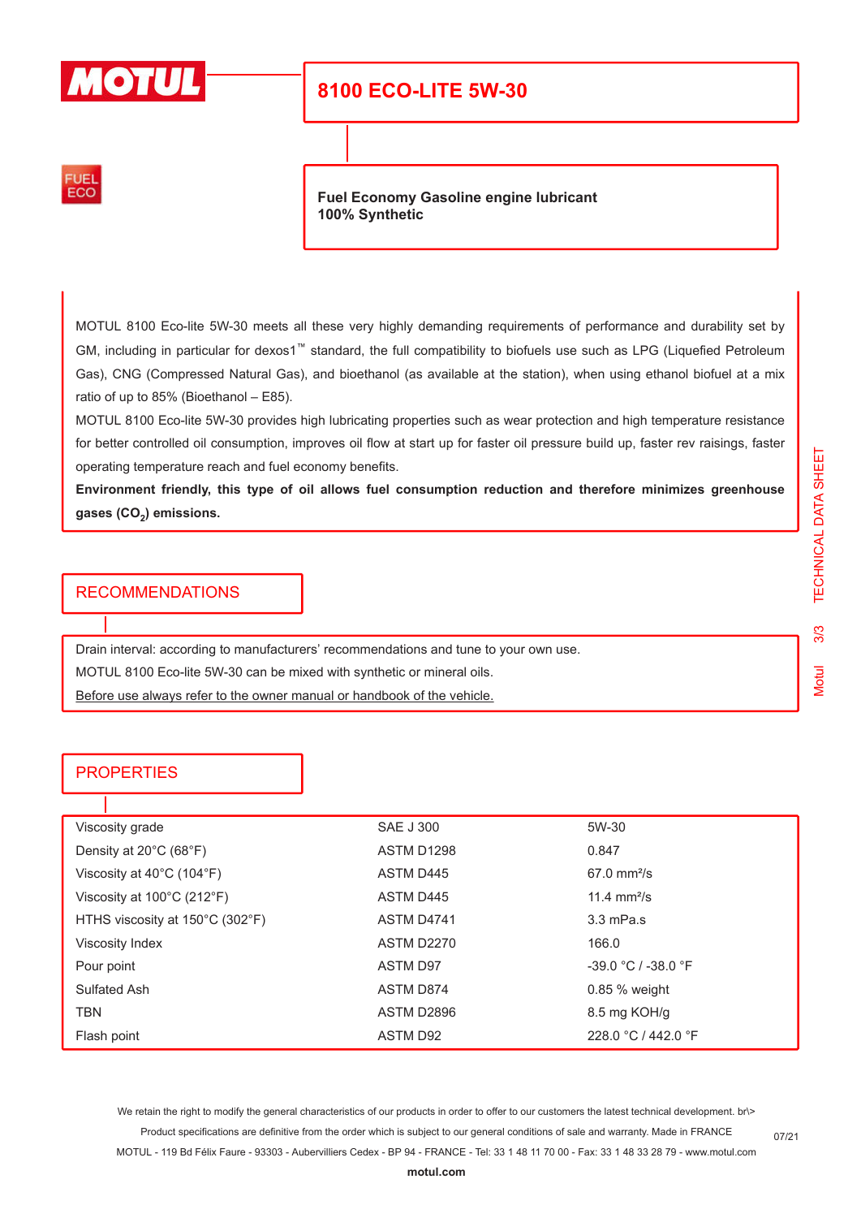# 8100 ECO-LITE 5W-30

FUEL ECO

**Fuel Economy Gasoline engine lubricant**
**100% Synthetic**

MOTUL 8100 Eco-lite 5W-30 meets all these very highly demanding requirements of performance and durability set by GM, including in particular for dexos1™ standard, the full compatibility to biofuels use such as LPG (Liquefied Petroleum Gas), CNG (Compressed Natural Gas), and bioethanol (as available at the station), when using ethanol biofuel at a mix ratio of up to 85% (Bioethanol – E85).

MOTUL 8100 Eco-lite 5W-30 provides high lubricating properties such as wear protection and high temperature resistance for better controlled oil consumption, improves oil flow at start up for faster oil pressure build up, faster rev raisings, faster operating temperature reach and fuel economy benefits.

**Environment friendly, this type of oil allows fuel consumption reduction and therefore minimizes greenhouse gases ($CO_2$) emissions.**

## RECOMMENDATIONS

Drain interval: according to manufacturers' recommendations and tune to your own use.

MOTUL 8100 Eco-lite 5W-30 can be mixed with synthetic or mineral oils.

Before use always refer to the owner manual or handbook of the vehicle.

## PROPERTIES

| | | |
|---|---|---|
| Viscosity grade | SAE J 300 | 5W-30 |
| Density at 20°C (68°F) | ASTM D1298 | 0.847 |
| Viscosity at 40°C (104°F) | ASTM D445 | 67.0 mm²/s |
| Viscosity at 100°C (212°F) | ASTM D445 | 11.4 mm²/s |
| HTHS viscosity at 150°C (302°F) | ASTM D4741 | 3.3 mPa.s |
| Viscosity Index | ASTM D2270 | 166.0 |
| Pour point | ASTM D97 | -39.0 °C / -38.0 °F |
| Sulfated Ash | ASTM D874 | 0.85 % weight |
| TBN | ASTM D2896 | 8.5 mg KOH/g |
| Flash point | ASTM D92 | 228.0 °C / 442.0 °F |

We retain the right to modify the general characteristics of our products in order to offer to our customers the latest technical development. br\>
Product specifications are definitive from the order which is subject to our general conditions of sale and warranty. Made in FRANCE
MOTUL - 119 Bd Félix Faure - 93303 - Aubervilliers Cedex - BP 94 - FRANCE - Tel: 33 1 48 11 70 00 - Fax: 33 1 48 33 28 79 - www.motul.com

**motul.com**

07/21